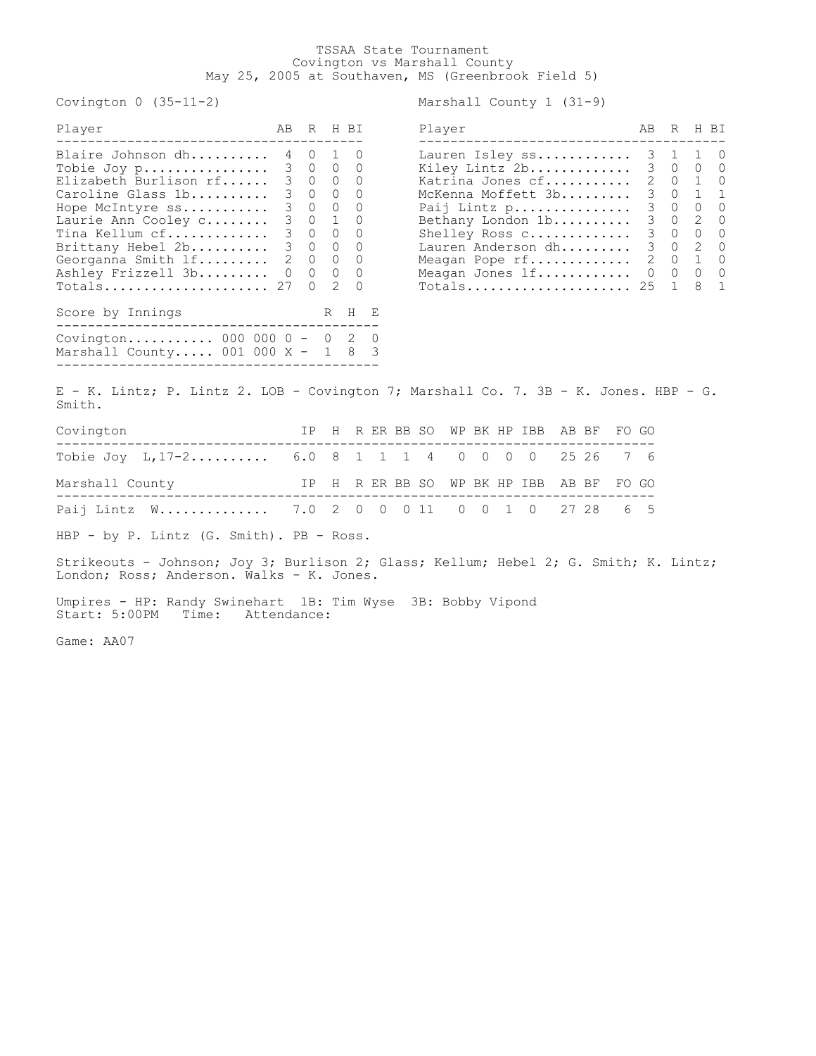# TSSAA State Tournament

Covington vs Marshall County

May 25, 2005 at Southaven, MS (Greenbrook Field 5)

**Covington 0 (35-11-2)**

| Player | AB | R | H | BI |
|---|---|---|---|---|
| Blaire Johnson dh | 4 | 0 | 1 | 0 |
| Tobie Joy p | 3 | 0 | 0 | 0 |
| Elizabeth Burlison rf | 3 | 0 | 0 | 0 |
| Caroline Glass 1b | 3 | 0 | 0 | 0 |
| Hope McIntyre ss | 3 | 0 | 0 | 0 |
| Laurie Ann Cooley c | 3 | 0 | 1 | 0 |
| Tina Kellum cf | 3 | 0 | 0 | 0 |
| Brittany Hebel 2b | 3 | 0 | 0 | 0 |
| Georganna Smith lf | 2 | 0 | 0 | 0 |
| Ashley Frizzell 3b | 0 | 0 | 0 | 0 |
| Totals | 27 | 0 | 2 | 0 |

**Marshall County 1 (31-9)**

| Player | AB | R | H | BI |
|---|---|---|---|---|
| Lauren Isley ss | 3 | 1 | 1 | 0 |
| Kiley Lintz 2b | 3 | 0 | 0 | 0 |
| Katrina Jones cf | 2 | 0 | 1 | 0 |
| McKenna Moffett 3b | 3 | 0 | 1 | 1 |
| Paij Lintz p | 3 | 0 | 0 | 0 |
| Bethany London 1b | 3 | 0 | 2 | 0 |
| Shelley Ross c | 3 | 0 | 0 | 0 |
| Lauren Anderson dh | 3 | 0 | 2 | 0 |
| Meagan Pope rf | 2 | 0 | 1 | 0 |
| Meagan Jones lf | 0 | 0 | 0 | 0 |
| Totals | 25 | 1 | 8 | 1 |

| Score by Innings | | R | H | E |
|---|---|---|---|---|
| Covington | 000 000 0 - | 0 | 2 | 0 |
| Marshall County | 001 000 X - | 1 | 8 | 3 |

E - K. Lintz; P. Lintz 2. LOB - Covington 7; Marshall Co. 7. 3B - K. Jones. HBP - G. Smith.

| Covington | IP | H | R | ER | BB | SO | WP | BK | HP | IBB | AB | BF | FO | GO |
|---|---|---|---|---|---|---|---|---|---|---|---|---|---|---|
| Tobie Joy L,17-2 | 6.0 | 8 | 1 | 1 | 1 | 4 | 0 | 0 | 0 | 0 | 25 | 26 | 7 | 6 |

| Marshall County | IP | H | R | ER | BB | SO | WP | BK | HP | IBB | AB | BF | FO | GO |
|---|---|---|---|---|---|---|---|---|---|---|---|---|---|---|
| Paij Lintz W | 7.0 | 2 | 0 | 0 | 0 | 11 | 0 | 0 | 1 | 0 | 27 | 28 | 6 | 5 |

HBP - by P. Lintz (G. Smith). PB - Ross.

Strikeouts - Johnson; Joy 3; Burlison 2; Glass; Kellum; Hebel 2; G. Smith; K. Lintz; London; Ross; Anderson. Walks - K. Jones.

Umpires - HP: Randy Swinehart 1B: Tim Wyse 3B: Bobby Vipond

Start: 5:00PM Time: Attendance:

Game: AA07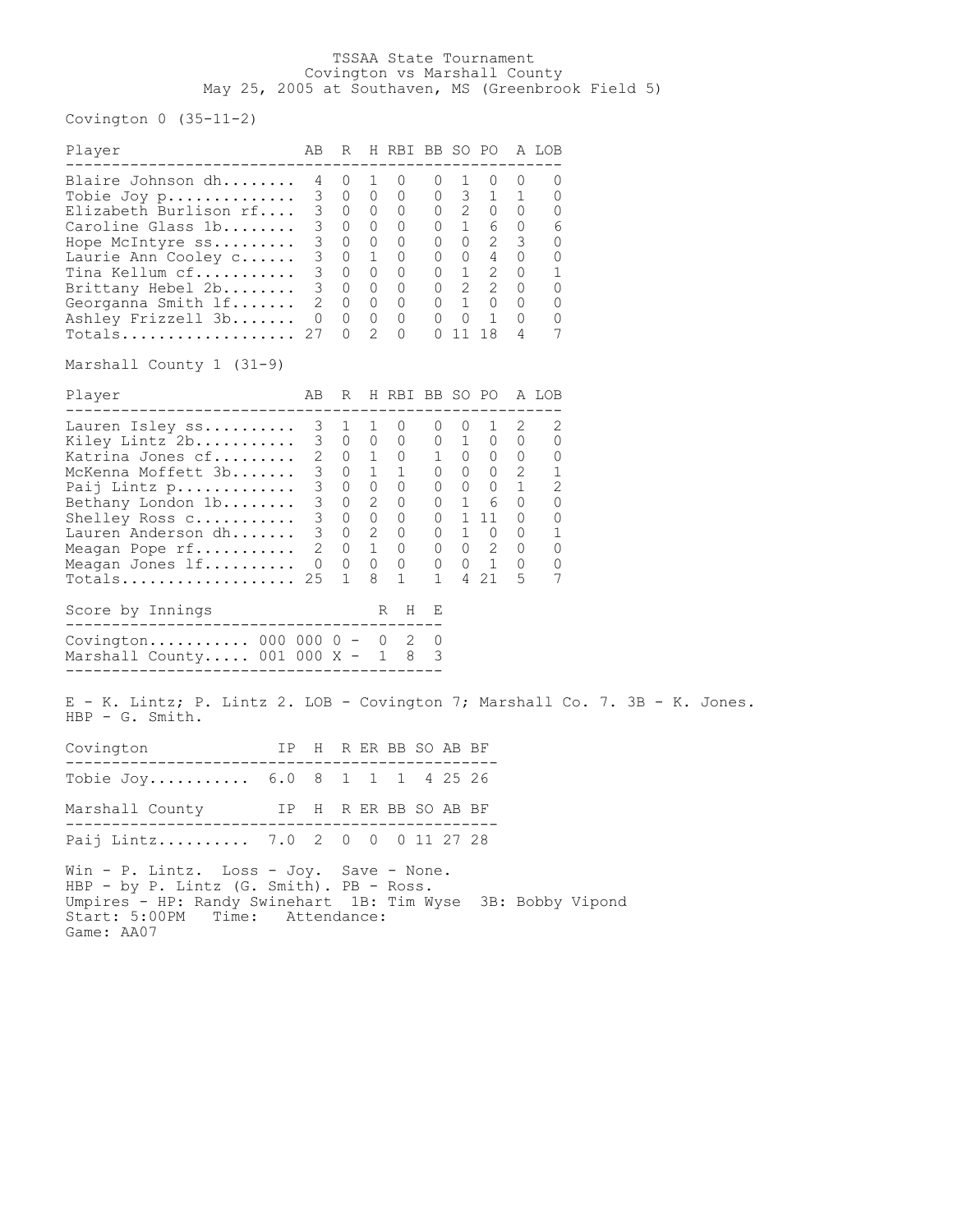# TSSAA State Tournament
## Covington vs Marshall County
### May 25, 2005 at Southaven, MS (Greenbrook Field 5)

Covington 0 (35-11-2)

| Player | AB | R | H | RBI | BB | SO | PO | A | LOB |
|---|---|---|---|---|---|---|---|---|---|
| Blaire Johnson dh | 4 | 0 | 1 | 0 | 0 | 1 | 0 | 0 | 0 |
| Tobie Joy p | 3 | 0 | 0 | 0 | 0 | 3 | 1 | 1 | 0 |
| Elizabeth Burlison rf | 3 | 0 | 0 | 0 | 0 | 2 | 0 | 0 | 0 |
| Caroline Glass 1b | 3 | 0 | 0 | 0 | 0 | 1 | 6 | 0 | 6 |
| Hope McIntyre ss | 3 | 0 | 0 | 0 | 0 | 0 | 2 | 3 | 0 |
| Laurie Ann Cooley c | 3 | 0 | 1 | 0 | 0 | 0 | 4 | 0 | 0 |
| Tina Kellum cf | 3 | 0 | 0 | 0 | 0 | 1 | 2 | 0 | 1 |
| Brittany Hebel 2b | 3 | 0 | 0 | 0 | 0 | 2 | 2 | 0 | 0 |
| Georganna Smith lf | 2 | 0 | 0 | 0 | 0 | 1 | 0 | 0 | 0 |
| Ashley Frizzell 3b | 0 | 0 | 0 | 0 | 0 | 0 | 1 | 0 | 0 |
| Totals | 27 | 0 | 2 | 0 | 0 | 11 | 18 | 4 | 7 |

Marshall County 1 (31-9)

| Player | AB | R | H | RBI | BB | SO | PO | A | LOB |
|---|---|---|---|---|---|---|---|---|---|
| Lauren Isley ss | 3 | 1 | 1 | 0 | 0 | 0 | 1 | 2 | 2 |
| Kiley Lintz 2b | 3 | 0 | 0 | 0 | 0 | 1 | 0 | 0 | 0 |
| Katrina Jones cf | 2 | 0 | 1 | 0 | 1 | 0 | 0 | 0 | 0 |
| McKenna Moffett 3b | 3 | 0 | 1 | 1 | 0 | 0 | 0 | 2 | 1 |
| Paij Lintz p | 3 | 0 | 0 | 0 | 0 | 0 | 0 | 1 | 2 |
| Bethany London 1b | 3 | 0 | 2 | 0 | 0 | 1 | 6 | 0 | 0 |
| Shelley Ross c | 3 | 0 | 0 | 0 | 0 | 1 | 11 | 0 | 0 |
| Lauren Anderson dh | 3 | 0 | 2 | 0 | 0 | 1 | 0 | 0 | 1 |
| Meagan Pope rf | 2 | 0 | 1 | 0 | 0 | 0 | 2 | 0 | 0 |
| Meagan Jones lf | 0 | 0 | 0 | 0 | 0 | 0 | 1 | 0 | 0 |
| Totals | 25 | 1 | 8 | 1 | 1 | 4 | 21 | 5 | 7 |

| Score by Innings | | R | H | E |
|---|---|---|---|---|
| Covington | 000 000 0 - | 0 | 2 | 0 |
| Marshall County | 001 000 X - | 1 | 8 | 3 |

E - K. Lintz; P. Lintz 2. LOB - Covington 7; Marshall Co. 7. 3B - K. Jones. HBP - G. Smith.

| Covington | IP | H | R | ER | BB | SO | AB | BF |
|---|---|---|---|---|---|---|---|---|
| Tobie Joy | 6.0 | 8 | 1 | 1 | 1 | 4 | 25 | 26 |

| Marshall County | IP | H | R | ER | BB | SO | AB | BF |
|---|---|---|---|---|---|---|---|---|
| Paij Lintz | 7.0 | 2 | 0 | 0 | 0 | 11 | 27 | 28 |

Win - P. Lintz. Loss - Joy. Save - None.
HBP - by P. Lintz (G. Smith). PB - Ross.
Umpires - HP: Randy Swinehart 1B: Tim Wyse 3B: Bobby Vipond
Start: 5:00PM Time: Attendance:
Game: AA07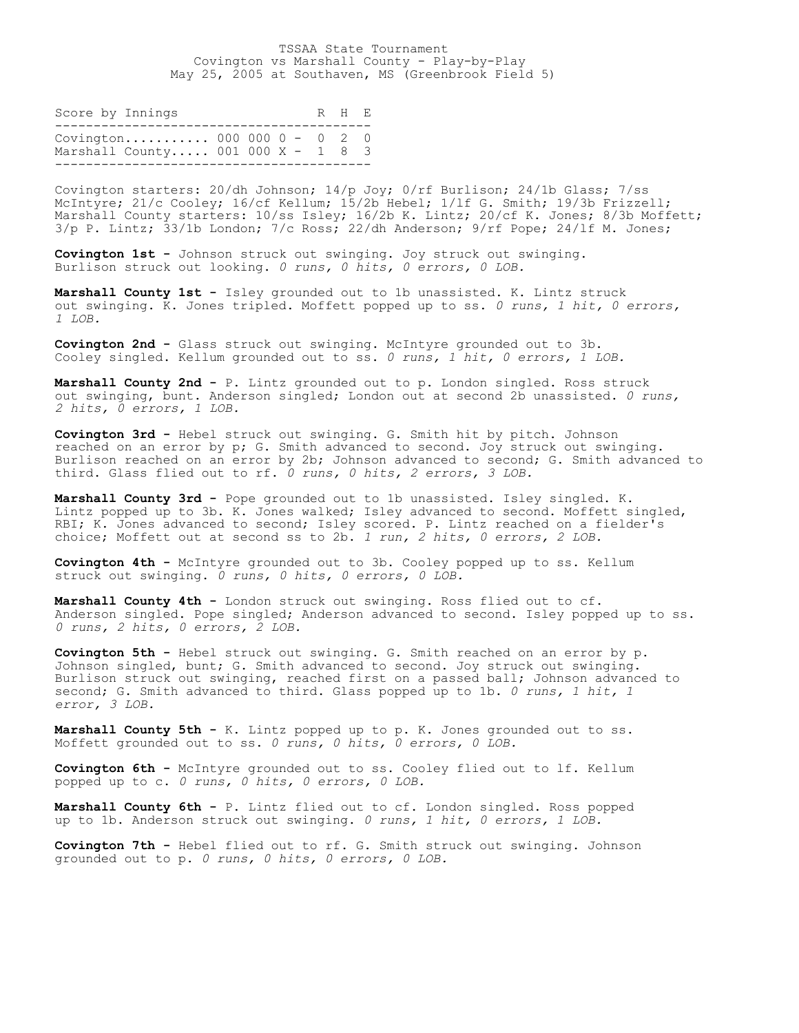TSSAA State Tournament
Covington vs Marshall County - Play-by-Play
May 25, 2005 at Southaven, MS (Greenbrook Field 5)

| Score by Innings | | | R | H | E |
|---|---|---|---|---|---|
| Covington | 000 | 000 0 | 0 | 2 | 0 |
| Marshall County | 001 | 000 X | 1 | 8 | 3 |

Covington starters: 20/dh Johnson; 14/p Joy; 0/rf Burlison; 24/1b Glass; 7/ss McIntyre; 21/c Cooley; 16/cf Kellum; 15/2b Hebel; 1/lf G. Smith; 19/3b Frizzell;
Marshall County starters: 10/ss Isley; 16/2b K. Lintz; 20/cf K. Jones; 8/3b Moffett; 3/p P. Lintz; 33/1b London; 7/c Ross; 22/dh Anderson; 9/rf Pope; 24/lf M. Jones;

**Covington 1st -** Johnson struck out swinging. Joy struck out swinging. Burlison struck out looking. *0 runs, 0 hits, 0 errors, 0 LOB.*

**Marshall County 1st -** Isley grounded out to 1b unassisted. K. Lintz struck out swinging. K. Jones tripled. Moffett popped up to ss. *0 runs, 1 hit, 0 errors, 1 LOB.*

**Covington 2nd -** Glass struck out swinging. McIntyre grounded out to 3b. Cooley singled. Kellum grounded out to ss. *0 runs, 1 hit, 0 errors, 1 LOB.*

**Marshall County 2nd -** P. Lintz grounded out to p. London singled. Ross struck out swinging, bunt. Anderson singled; London out at second 2b unassisted. *0 runs, 2 hits, 0 errors, 1 LOB.*

**Covington 3rd -** Hebel struck out swinging. G. Smith hit by pitch. Johnson reached on an error by p; G. Smith advanced to second. Joy struck out swinging. Burlison reached on an error by 2b; Johnson advanced to second; G. Smith advanced to third. Glass flied out to rf. *0 runs, 0 hits, 2 errors, 3 LOB.*

**Marshall County 3rd -** Pope grounded out to 1b unassisted. Isley singled. K. Lintz popped up to 3b. K. Jones walked; Isley advanced to second. Moffett singled, RBI; K. Jones advanced to second; Isley scored. P. Lintz reached on a fielder's choice; Moffett out at second ss to 2b. *1 run, 2 hits, 0 errors, 2 LOB.*

**Covington 4th -** McIntyre grounded out to 3b. Cooley popped up to ss. Kellum struck out swinging. *0 runs, 0 hits, 0 errors, 0 LOB.*

**Marshall County 4th -** London struck out swinging. Ross flied out to cf. Anderson singled. Pope singled; Anderson advanced to second. Isley popped up to ss. *0 runs, 2 hits, 0 errors, 2 LOB.*

**Covington 5th -** Hebel struck out swinging. G. Smith reached on an error by p. Johnson singled, bunt; G. Smith advanced to second. Joy struck out swinging. Burlison struck out swinging, reached first on a passed ball; Johnson advanced to second; G. Smith advanced to third. Glass popped up to 1b. *0 runs, 1 hit, 1 error, 3 LOB.*

**Marshall County 5th -** K. Lintz popped up to p. K. Jones grounded out to ss. Moffett grounded out to ss. *0 runs, 0 hits, 0 errors, 0 LOB.*

**Covington 6th -** McIntyre grounded out to ss. Cooley flied out to lf. Kellum popped up to c. *0 runs, 0 hits, 0 errors, 0 LOB.*

**Marshall County 6th -** P. Lintz flied out to cf. London singled. Ross popped up to 1b. Anderson struck out swinging. *0 runs, 1 hit, 0 errors, 1 LOB.*

**Covington 7th -** Hebel flied out to rf. G. Smith struck out swinging. Johnson grounded out to p. *0 runs, 0 hits, 0 errors, 0 LOB.*